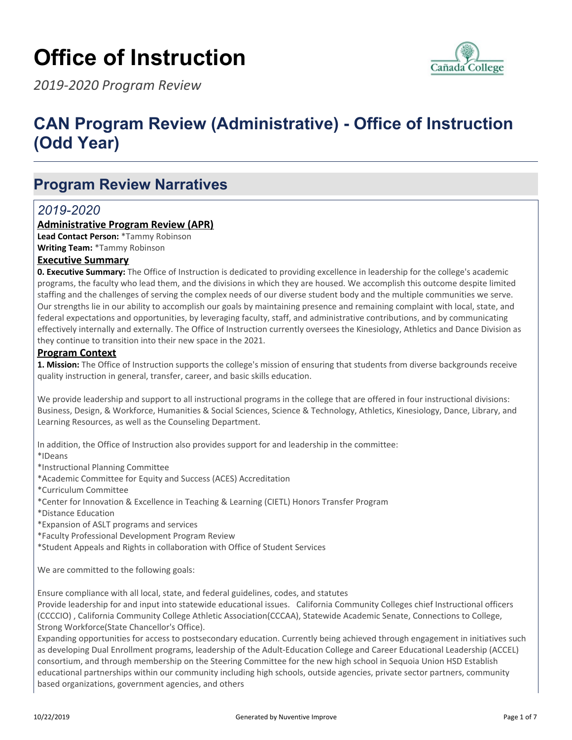# Office of Instruction

*2019-2020 Program Review*

# CAN Program Review (Administrative) - Office of Instruction (Odd Year)

## Program Review Narratives

### *2019-2020*

**Administrative Program Review (APR)**

**Lead Contact Person:** *Tammy Robinson

**Writing Team:** *Tammy Robinson

**Executive Summary**

**0. Executive Summary:** The Office of Instruction is dedicated to providing excellence in leadership for the college's academic programs, the faculty who lead them, and the divisions in which they are housed. We accomplish this outcome despite limited staffing and the challenges of serving the complex needs of our diverse student body and the multiple communities we serve. Our strengths lie in our ability to accomplish our goals by maintaining presence and remaining complaint with local, state, and federal expectations and opportunities, by leveraging faculty, staff, and administrative contributions, and by communicating effectively internally and externally. The Office of Instruction currently oversees the Kinesiology, Athletics and Dance Division as they continue to transition into their new space in the 2021.

**Program Context**

**1. Mission:** The Office of Instruction supports the college's mission of ensuring that students from diverse backgrounds receive quality instruction in general, transfer, career, and basic skills education.

We provide leadership and support to all instructional programs in the college that are offered in four instructional divisions: Business, Design, & Workforce, Humanities & Social Sciences, Science & Technology, Athletics, Kinesiology, Dance, Library, and Learning Resources, as well as the Counseling Department.

In addition, the Office of Instruction also provides support for and leadership in the committee:
*IDeans
*Instructional Planning Committee
*Academic Committee for Equity and Success (ACES) Accreditation
*Curriculum Committee
*Center for Innovation & Excellence in Teaching & Learning (CIETL) Honors Transfer Program
*Distance Education
*Expansion of ASLT programs and services
*Faculty Professional Development Program Review
*Student Appeals and Rights in collaboration with Office of Student Services

We are committed to the following goals:

Ensure compliance with all local, state, and federal guidelines, codes, and statutes
Provide leadership for and input into statewide educational issues. California Community Colleges chief Instructional officers (CCCCIO) , California Community College Athletic Association(CCCAA), Statewide Academic Senate, Connections to College, Strong Workforce(State Chancellor's Office).
Expanding opportunities for access to postsecondary education. Currently being achieved through engagement in initiatives such as developing Dual Enrollment programs, leadership of the Adult-Education College and Career Educational Leadership (ACCEL) consortium, and through membership on the Steering Committee for the new high school in Sequoia Union HSD Establish educational partnerships within our community including high schools, outside agencies, private sector partners, community based organizations, government agencies, and others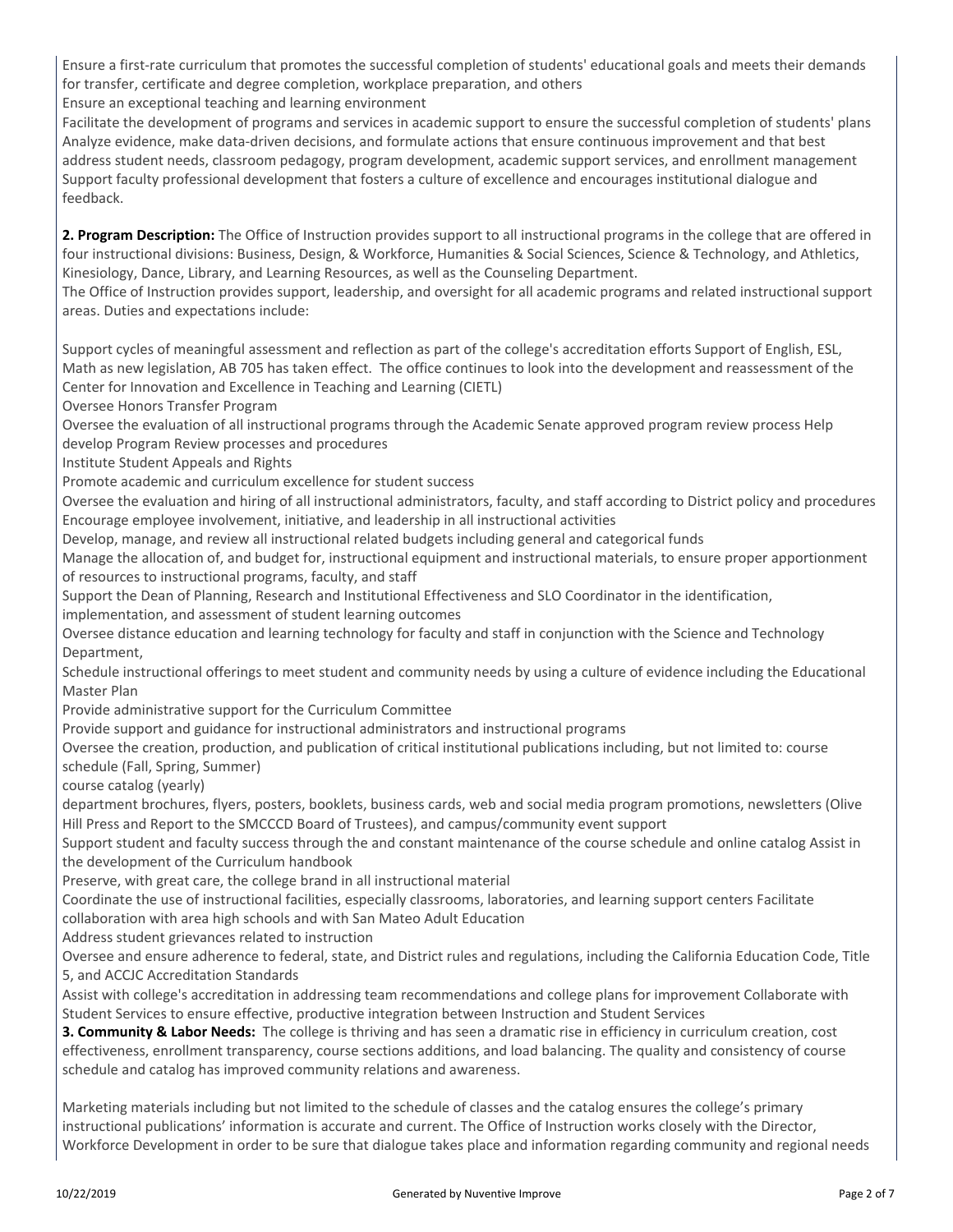Ensure a first-rate curriculum that promotes the successful completion of students' educational goals and meets their demands for transfer, certificate and degree completion, workplace preparation, and others
Ensure an exceptional teaching and learning environment
Facilitate the development of programs and services in academic support to ensure the successful completion of students' plans
Analyze evidence, make data-driven decisions, and formulate actions that ensure continuous improvement and that best address student needs, classroom pedagogy, program development, academic support services, and enrollment management
Support faculty professional development that fosters a culture of excellence and encourages institutional dialogue and feedback.

**2. Program Description:** The Office of Instruction provides support to all instructional programs in the college that are offered in four instructional divisions: Business, Design, & Workforce, Humanities & Social Sciences, Science & Technology, and Athletics, Kinesiology, Dance, Library, and Learning Resources, as well as the Counseling Department.
The Office of Instruction provides support, leadership, and oversight for all academic programs and related instructional support areas. Duties and expectations include:

Support cycles of meaningful assessment and reflection as part of the college's accreditation efforts Support of English, ESL, Math as new legislation, AB 705 has taken effect. The office continues to look into the development and reassessment of the Center for Innovation and Excellence in Teaching and Learning (CIETL)
Oversee Honors Transfer Program
Oversee the evaluation of all instructional programs through the Academic Senate approved program review process Help develop Program Review processes and procedures
Institute Student Appeals and Rights
Promote academic and curriculum excellence for student success
Oversee the evaluation and hiring of all instructional administrators, faculty, and staff according to District policy and procedures
Encourage employee involvement, initiative, and leadership in all instructional activities
Develop, manage, and review all instructional related budgets including general and categorical funds
Manage the allocation of, and budget for, instructional equipment and instructional materials, to ensure proper apportionment of resources to instructional programs, faculty, and staff
Support the Dean of Planning, Research and Institutional Effectiveness and SLO Coordinator in the identification, implementation, and assessment of student learning outcomes
Oversee distance education and learning technology for faculty and staff in conjunction with the Science and Technology Department,
Schedule instructional offerings to meet student and community needs by using a culture of evidence including the Educational Master Plan
Provide administrative support for the Curriculum Committee
Provide support and guidance for instructional administrators and instructional programs
Oversee the creation, production, and publication of critical institutional publications including, but not limited to: course schedule (Fall, Spring, Summer)
course catalog (yearly)
department brochures, flyers, posters, booklets, business cards, web and social media program promotions, newsletters (Olive Hill Press and Report to the SMCCCD Board of Trustees), and campus/community event support
Support student and faculty success through the and constant maintenance of the course schedule and online catalog Assist in the development of the Curriculum handbook
Preserve, with great care, the college brand in all instructional material
Coordinate the use of instructional facilities, especially classrooms, laboratories, and learning support centers Facilitate collaboration with area high schools and with San Mateo Adult Education
Address student grievances related to instruction
Oversee and ensure adherence to federal, state, and District rules and regulations, including the California Education Code, Title 5, and ACCJC Accreditation Standards
Assist with college's accreditation in addressing team recommendations and college plans for improvement Collaborate with Student Services to ensure effective, productive integration between Instruction and Student Services
**3. Community & Labor Needs:** The college is thriving and has seen a dramatic rise in efficiency in curriculum creation, cost effectiveness, enrollment transparency, course sections additions, and load balancing. The quality and consistency of course schedule and catalog has improved community relations and awareness.

Marketing materials including but not limited to the schedule of classes and the catalog ensures the college's primary instructional publications' information is accurate and current. The Office of Instruction works closely with the Director, Workforce Development in order to be sure that dialogue takes place and information regarding community and regional needs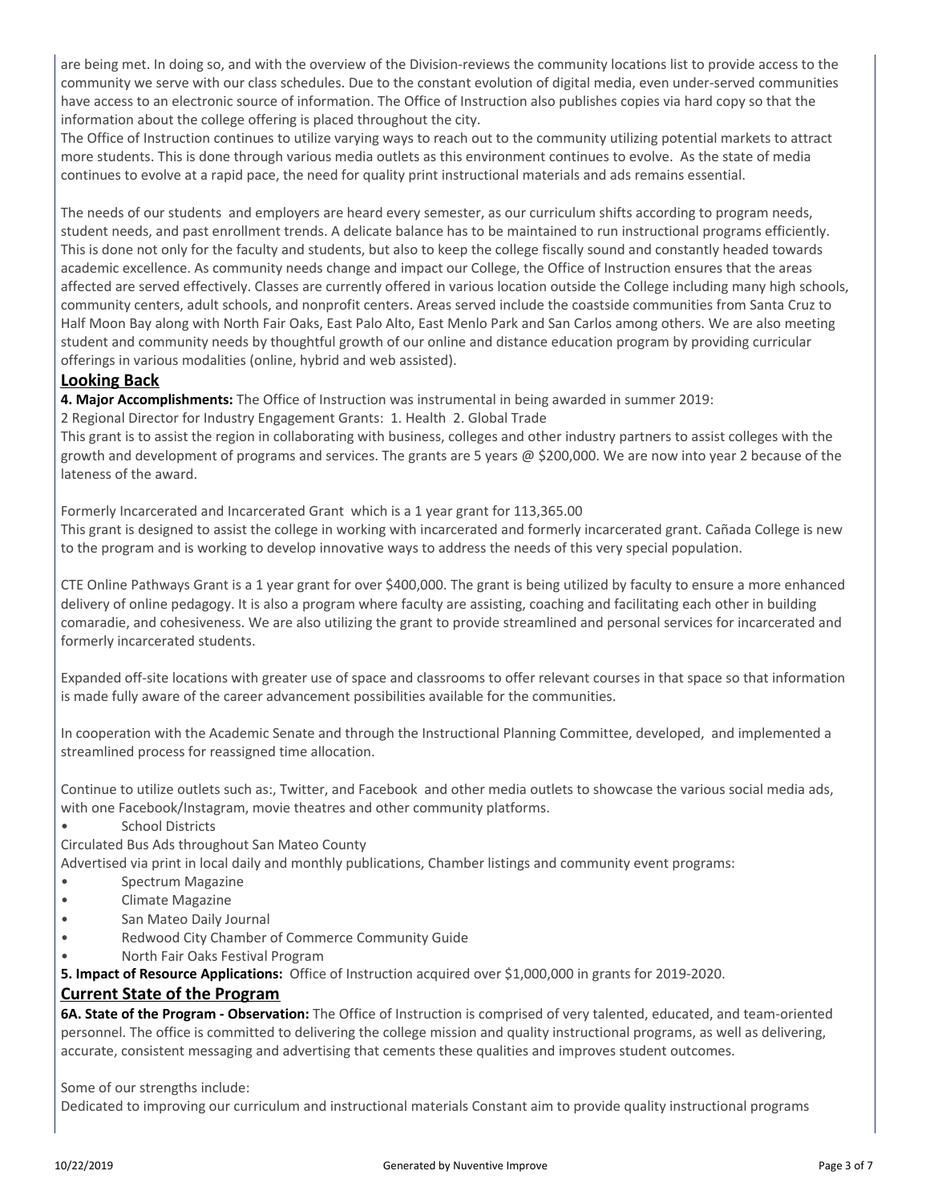are being met. In doing so, and with the overview of the Division-reviews the community locations list to provide access to the community we serve with our class schedules. Due to the constant evolution of digital media, even under-served communities have access to an electronic source of information. The Office of Instruction also publishes copies via hard copy so that the information about the college offering is placed throughout the city.
The Office of Instruction continues to utilize varying ways to reach out to the community utilizing potential markets to attract more students. This is done through various media outlets as this environment continues to evolve. As the state of media continues to evolve at a rapid pace, the need for quality print instructional materials and ads remains essential.

The needs of our students and employers are heard every semester, as our curriculum shifts according to program needs, student needs, and past enrollment trends. A delicate balance has to be maintained to run instructional programs efficiently. This is done not only for the faculty and students, but also to keep the college fiscally sound and constantly headed towards academic excellence. As community needs change and impact our College, the Office of Instruction ensures that the areas affected are served effectively. Classes are currently offered in various location outside the College including many high schools, community centers, adult schools, and nonprofit centers. Areas served include the coastside communities from Santa Cruz to Half Moon Bay along with North Fair Oaks, East Palo Alto, East Menlo Park and San Carlos among others. We are also meeting student and community needs by thoughtful growth of our online and distance education program by providing curricular offerings in various modalities (online, hybrid and web assisted).

## Looking Back

**4. Major Accomplishments:** The Office of Instruction was instrumental in being awarded in summer 2019:
2 Regional Director for Industry Engagement Grants: 1. Health 2. Global Trade
This grant is to assist the region in collaborating with business, colleges and other industry partners to assist colleges with the growth and development of programs and services. The grants are 5 years @ $200,000. We are now into year 2 because of the lateness of the award.

Formerly Incarcerated and Incarcerated Grant which is a 1 year grant for 113,365.00
This grant is designed to assist the college in working with incarcerated and formerly incarcerated grant. Cañada College is new to the program and is working to develop innovative ways to address the needs of this very special population.

CTE Online Pathways Grant is a 1 year grant for over $400,000. The grant is being utilized by faculty to ensure a more enhanced delivery of online pedagogy. It is also a program where faculty are assisting, coaching and facilitating each other in building comaradie, and cohesiveness. We are also utilizing the grant to provide streamlined and personal services for incarcerated and formerly incarcerated students.

Expanded off-site locations with greater use of space and classrooms to offer relevant courses in that space so that information is made fully aware of the career advancement possibilities available for the communities.

In cooperation with the Academic Senate and through the Instructional Planning Committee, developed, and implemented a streamlined process for reassigned time allocation.

Continue to utilize outlets such as:, Twitter, and Facebook and other media outlets to showcase the various social media ads, with one Facebook/Instagram, movie theatres and other community platforms.

- School Districts

Circulated Bus Ads throughout San Mateo County
Advertised via print in local daily and monthly publications, Chamber listings and community event programs:

- Spectrum Magazine
- Climate Magazine
- San Mateo Daily Journal
- Redwood City Chamber of Commerce Community Guide
- North Fair Oaks Festival Program

**5. Impact of Resource Applications:** Office of Instruction acquired over $1,000,000 in grants for 2019-2020.

## Current State of the Program

**6A. State of the Program - Observation:** The Office of Instruction is comprised of very talented, educated, and team-oriented personnel. The office is committed to delivering the college mission and quality instructional programs, as well as delivering, accurate, consistent messaging and advertising that cements these qualities and improves student outcomes.

Some of our strengths include:
Dedicated to improving our curriculum and instructional materials Constant aim to provide quality instructional programs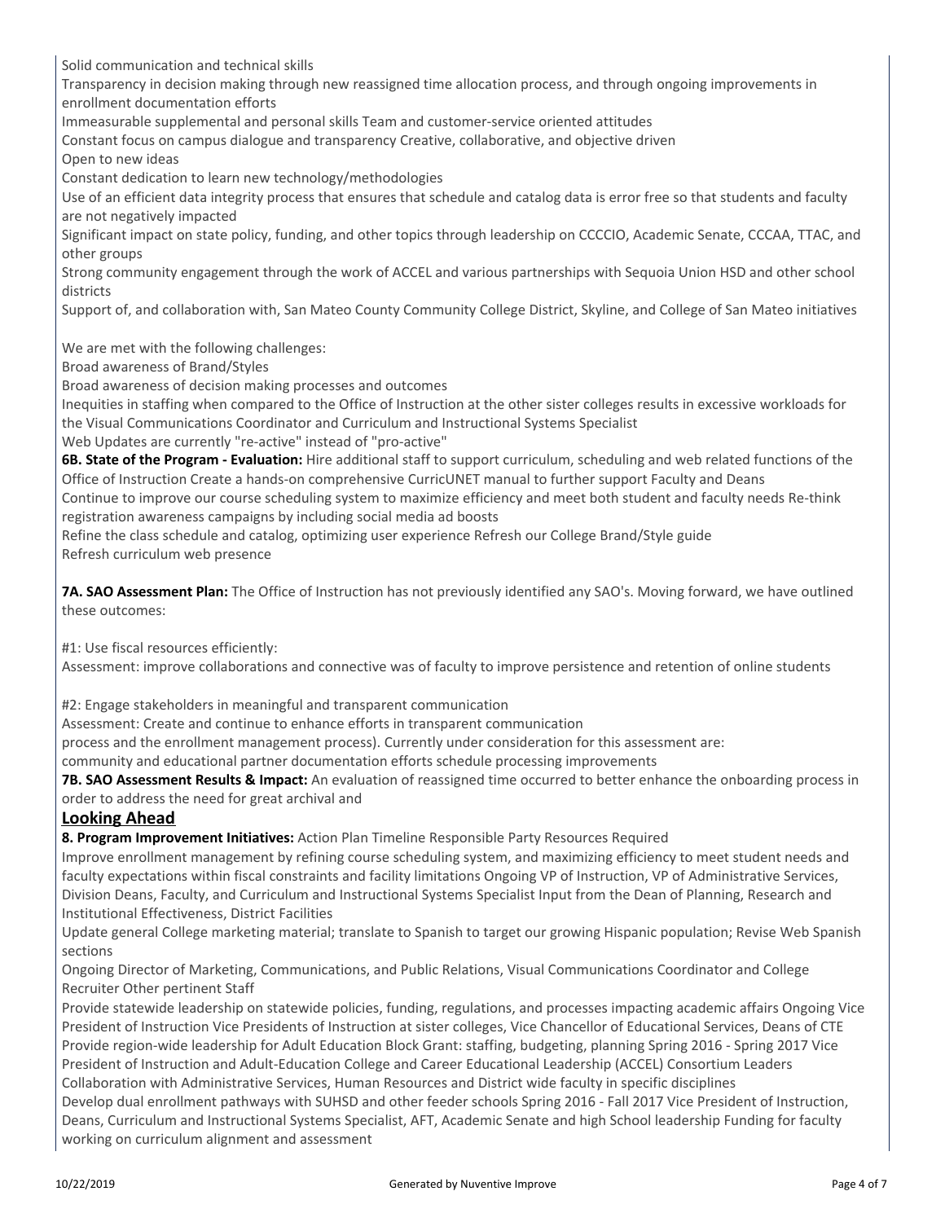Solid communication and technical skills

Transparency in decision making through new reassigned time allocation process, and through ongoing improvements in enrollment documentation efforts

Immeasurable supplemental and personal skills Team and customer-service oriented attitudes

Constant focus on campus dialogue and transparency Creative, collaborative, and objective driven

Open to new ideas

Constant dedication to learn new technology/methodologies

Use of an efficient data integrity process that ensures that schedule and catalog data is error free so that students and faculty are not negatively impacted

Significant impact on state policy, funding, and other topics through leadership on CCCCIO, Academic Senate, CCCAA, TTAC, and other groups

Strong community engagement through the work of ACCEL and various partnerships with Sequoia Union HSD and other school districts

Support of, and collaboration with, San Mateo County Community College District, Skyline, and College of San Mateo initiatives

We are met with the following challenges:

Broad awareness of Brand/Styles

Broad awareness of decision making processes and outcomes

Inequities in staffing when compared to the Office of Instruction at the other sister colleges results in excessive workloads for the Visual Communications Coordinator and Curriculum and Instructional Systems Specialist

Web Updates are currently "re-active" instead of "pro-active"

**6B. State of the Program - Evaluation:** Hire additional staff to support curriculum, scheduling and web related functions of the Office of Instruction Create a hands-on comprehensive CurricUNET manual to further support Faculty and Deans

Continue to improve our course scheduling system to maximize efficiency and meet both student and faculty needs Re-think registration awareness campaigns by including social media ad boosts

Refine the class schedule and catalog, optimizing user experience Refresh our College Brand/Style guide

Refresh curriculum web presence

**7A. SAO Assessment Plan:** The Office of Instruction has not previously identified any SAO's. Moving forward, we have outlined these outcomes:

#1: Use fiscal resources efficiently:

Assessment: improve collaborations and connective was of faculty to improve persistence and retention of online students

#2: Engage stakeholders in meaningful and transparent communication

Assessment: Create and continue to enhance efforts in transparent communication

process and the enrollment management process). Currently under consideration for this assessment are:

community and educational partner documentation efforts schedule processing improvements

**7B. SAO Assessment Results & Impact:** An evaluation of reassigned time occurred to better enhance the onboarding process in order to address the need for great archival and

## Looking Ahead

**8. Program Improvement Initiatives:** Action Plan Timeline Responsible Party Resources Required

Improve enrollment management by refining course scheduling system, and maximizing efficiency to meet student needs and faculty expectations within fiscal constraints and facility limitations Ongoing VP of Instruction, VP of Administrative Services, Division Deans, Faculty, and Curriculum and Instructional Systems Specialist Input from the Dean of Planning, Research and Institutional Effectiveness, District Facilities

Update general College marketing material; translate to Spanish to target our growing Hispanic population; Revise Web Spanish sections

Ongoing Director of Marketing, Communications, and Public Relations, Visual Communications Coordinator and College Recruiter Other pertinent Staff

Provide statewide leadership on statewide policies, funding, regulations, and processes impacting academic affairs Ongoing Vice President of Instruction Vice Presidents of Instruction at sister colleges, Vice Chancellor of Educational Services, Deans of CTE

Provide region-wide leadership for Adult Education Block Grant: staffing, budgeting, planning Spring 2016 - Spring 2017 Vice President of Instruction and Adult-Education College and Career Educational Leadership (ACCEL) Consortium Leaders

Collaboration with Administrative Services, Human Resources and District wide faculty in specific disciplines

Develop dual enrollment pathways with SUHSD and other feeder schools Spring 2016 - Fall 2017 Vice President of Instruction, Deans, Curriculum and Instructional Systems Specialist, AFT, Academic Senate and high School leadership Funding for faculty working on curriculum alignment and assessment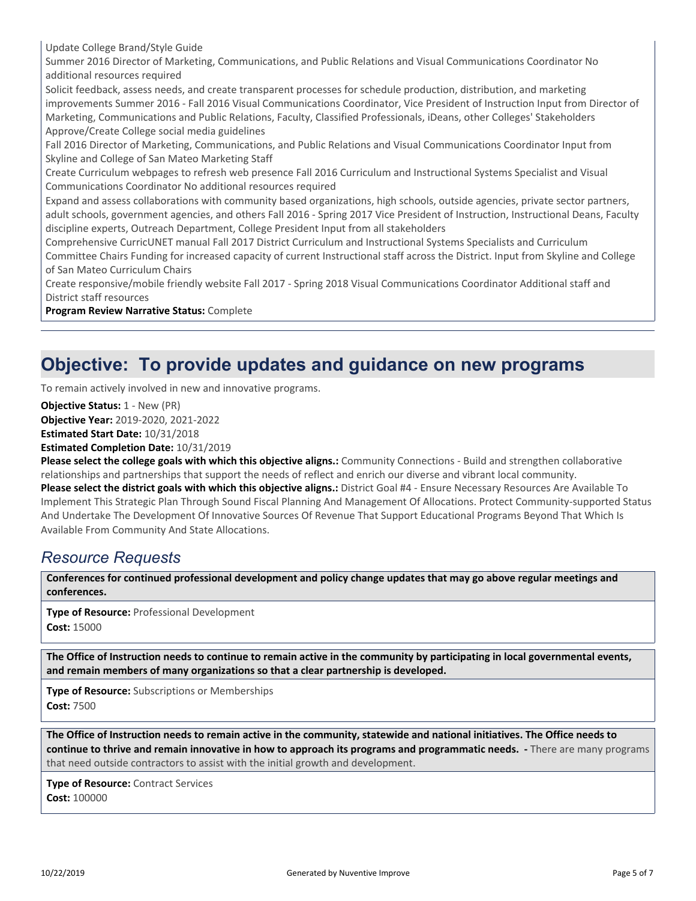Update College Brand/Style Guide

Summer 2016 Director of Marketing, Communications, and Public Relations and Visual Communications Coordinator No additional resources required

Solicit feedback, assess needs, and create transparent processes for schedule production, distribution, and marketing improvements Summer 2016 - Fall 2016 Visual Communications Coordinator, Vice President of Instruction Input from Director of Marketing, Communications and Public Relations, Faculty, Classified Professionals, iDeans, other Colleges' Stakeholders

Approve/Create College social media guidelines

Fall 2016 Director of Marketing, Communications, and Public Relations and Visual Communications Coordinator Input from Skyline and College of San Mateo Marketing Staff

Create Curriculum webpages to refresh web presence Fall 2016 Curriculum and Instructional Systems Specialist and Visual Communications Coordinator No additional resources required

Expand and assess collaborations with community based organizations, high schools, outside agencies, private sector partners, adult schools, government agencies, and others Fall 2016 - Spring 2017 Vice President of Instruction, Instructional Deans, Faculty discipline experts, Outreach Department, College President Input from all stakeholders

Comprehensive CurricUNET manual Fall 2017 District Curriculum and Instructional Systems Specialists and Curriculum Committee Chairs Funding for increased capacity of current Instructional staff across the District. Input from Skyline and College of San Mateo Curriculum Chairs

Create responsive/mobile friendly website Fall 2017 - Spring 2018 Visual Communications Coordinator Additional staff and District staff resources

**Program Review Narrative Status:** Complete

# Objective: To provide updates and guidance on new programs

To remain actively involved in new and innovative programs.

**Objective Status:** 1 - New (PR)
**Objective Year:** 2019-2020, 2021-2022
**Estimated Start Date:** 10/31/2018
**Estimated Completion Date:** 10/31/2019
**Please select the college goals with which this objective aligns.:** Community Connections - Build and strengthen collaborative relationships and partnerships that support the needs of reflect and enrich our diverse and vibrant local community.
**Please select the district goals with which this objective aligns.:** District Goal #4 - Ensure Necessary Resources Are Available To Implement This Strategic Plan Through Sound Fiscal Planning And Management Of Allocations. Protect Community-supported Status And Undertake The Development Of Innovative Sources Of Revenue That Support Educational Programs Beyond That Which Is Available From Community And State Allocations.

## *Resource Requests*

**Conferences for continued professional development and policy change updates that may go above regular meetings and conferences.**

**Type of Resource:** Professional Development
**Cost:** 15000

**The Office of Instruction needs to continue to remain active in the community by participating in local governmental events, and remain members of many organizations so that a clear partnership is developed.**

**Type of Resource:** Subscriptions or Memberships
**Cost:** 7500

**The Office of Instruction needs to remain active in the community, statewide and national initiatives. The Office needs to continue to thrive and remain innovative in how to approach its programs and programmatic needs. -** There are many programs that need outside contractors to assist with the initial growth and development.

**Type of Resource:** Contract Services
**Cost:** 100000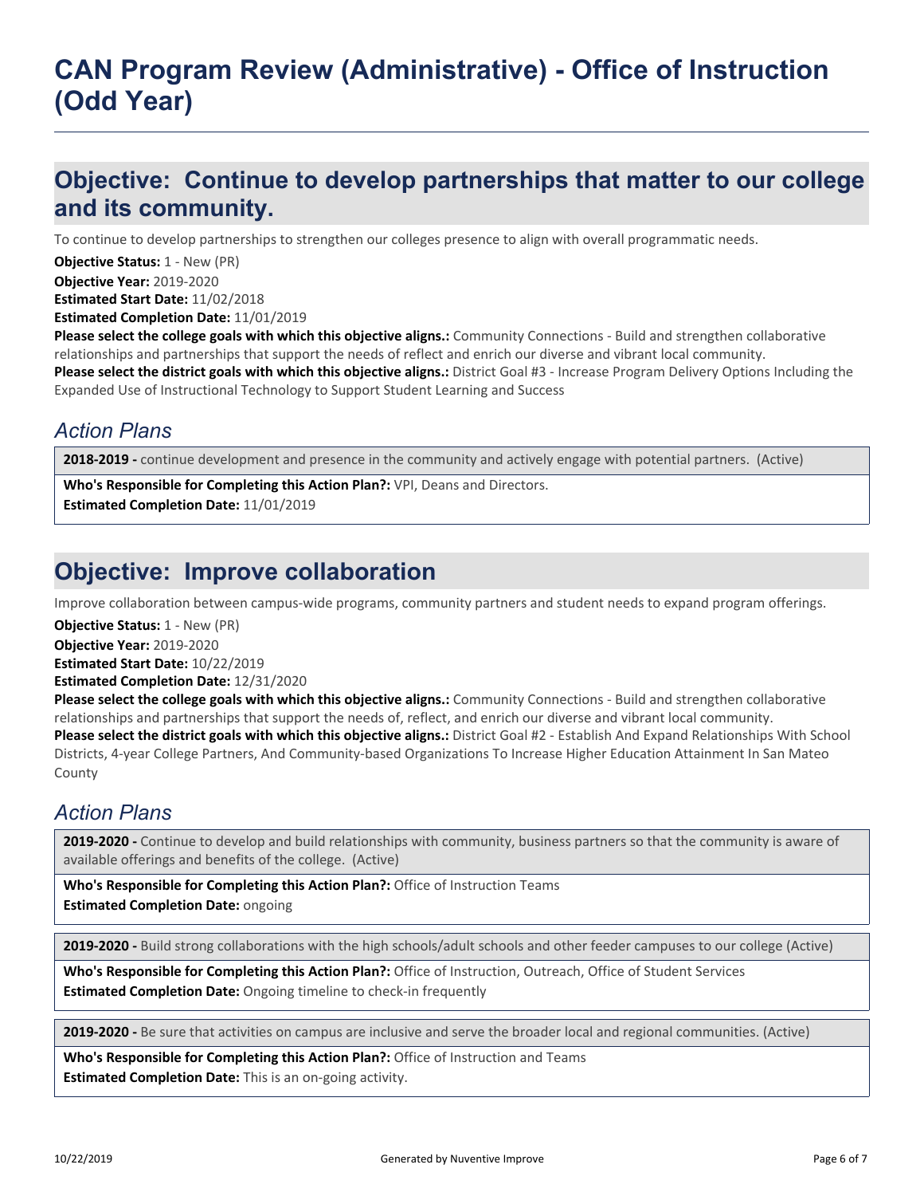# CAN Program Review (Administrative) - Office of Instruction (Odd Year)

## Objective: Continue to develop partnerships that matter to our college and its community.

To continue to develop partnerships to strengthen our colleges presence to align with overall programmatic needs.

**Objective Status:** 1 - New (PR)
**Objective Year:** 2019-2020
**Estimated Start Date:** 11/02/2018
**Estimated Completion Date:** 11/01/2019
**Please select the college goals with which this objective aligns.:** Community Connections - Build and strengthen collaborative relationships and partnerships that support the needs of reflect and enrich our diverse and vibrant local community.
**Please select the district goals with which this objective aligns.:** District Goal #3 - Increase Program Delivery Options Including the Expanded Use of Instructional Technology to Support Student Learning and Success

### *Action Plans*

**2018-2019 -** continue development and presence in the community and actively engage with potential partners. (Active)

**Who's Responsible for Completing this Action Plan?:** VPI, Deans and Directors.
**Estimated Completion Date:** 11/01/2019

## Objective: Improve collaboration

Improve collaboration between campus-wide programs, community partners and student needs to expand program offerings.

**Objective Status:** 1 - New (PR)
**Objective Year:** 2019-2020
**Estimated Start Date:** 10/22/2019
**Estimated Completion Date:** 12/31/2020
**Please select the college goals with which this objective aligns.:** Community Connections - Build and strengthen collaborative relationships and partnerships that support the needs of, reflect, and enrich our diverse and vibrant local community.
**Please select the district goals with which this objective aligns.:** District Goal #2 - Establish And Expand Relationships With School Districts, 4-year College Partners, And Community-based Organizations To Increase Higher Education Attainment In San Mateo County

### *Action Plans*

**2019-2020 -** Continue to develop and build relationships with community, business partners so that the community is aware of available offerings and benefits of the college. (Active)

**Who's Responsible for Completing this Action Plan?:** Office of Instruction Teams
**Estimated Completion Date:** ongoing

**2019-2020 -** Build strong collaborations with the high schools/adult schools and other feeder campuses to our college (Active)

**Who's Responsible for Completing this Action Plan?:** Office of Instruction, Outreach, Office of Student Services
**Estimated Completion Date:** Ongoing timeline to check-in frequently

**2019-2020 -** Be sure that activities on campus are inclusive and serve the broader local and regional communities. (Active)

**Who's Responsible for Completing this Action Plan?:** Office of Instruction and Teams
**Estimated Completion Date:** This is an on-going activity.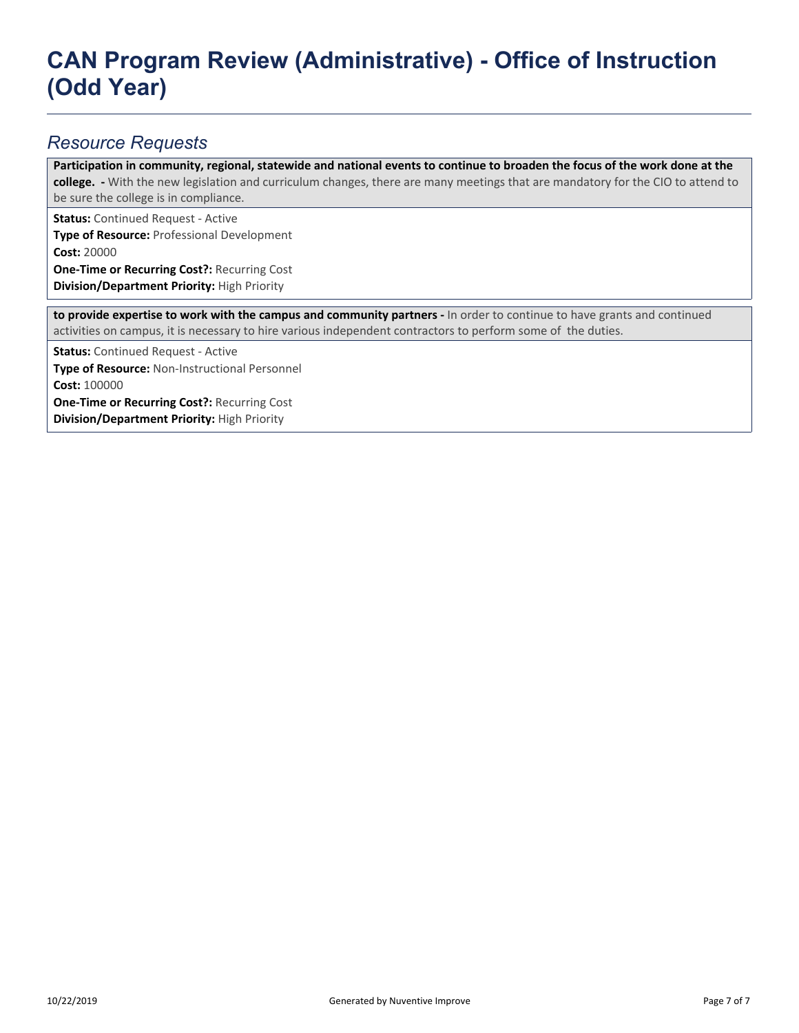# CAN Program Review (Administrative) - Office of Instruction (Odd Year)

## *Resource Requests*

**Participation in community, regional, statewide and national events to continue to broaden the focus of the work done at the college. -** With the new legislation and curriculum changes, there are many meetings that are mandatory for the CIO to attend to be sure the college is in compliance.

**Status:** Continued Request - Active
**Type of Resource:** Professional Development
**Cost:** 20000
**One-Time or Recurring Cost?:** Recurring Cost
**Division/Department Priority:** High Priority

**to provide expertise to work with the campus and community partners -** In order to continue to have grants and continued activities on campus, it is necessary to hire various independent contractors to perform some of the duties.

**Status:** Continued Request - Active
**Type of Resource:** Non-Instructional Personnel
**Cost:** 100000
**One-Time or Recurring Cost?:** Recurring Cost
**Division/Department Priority:** High Priority